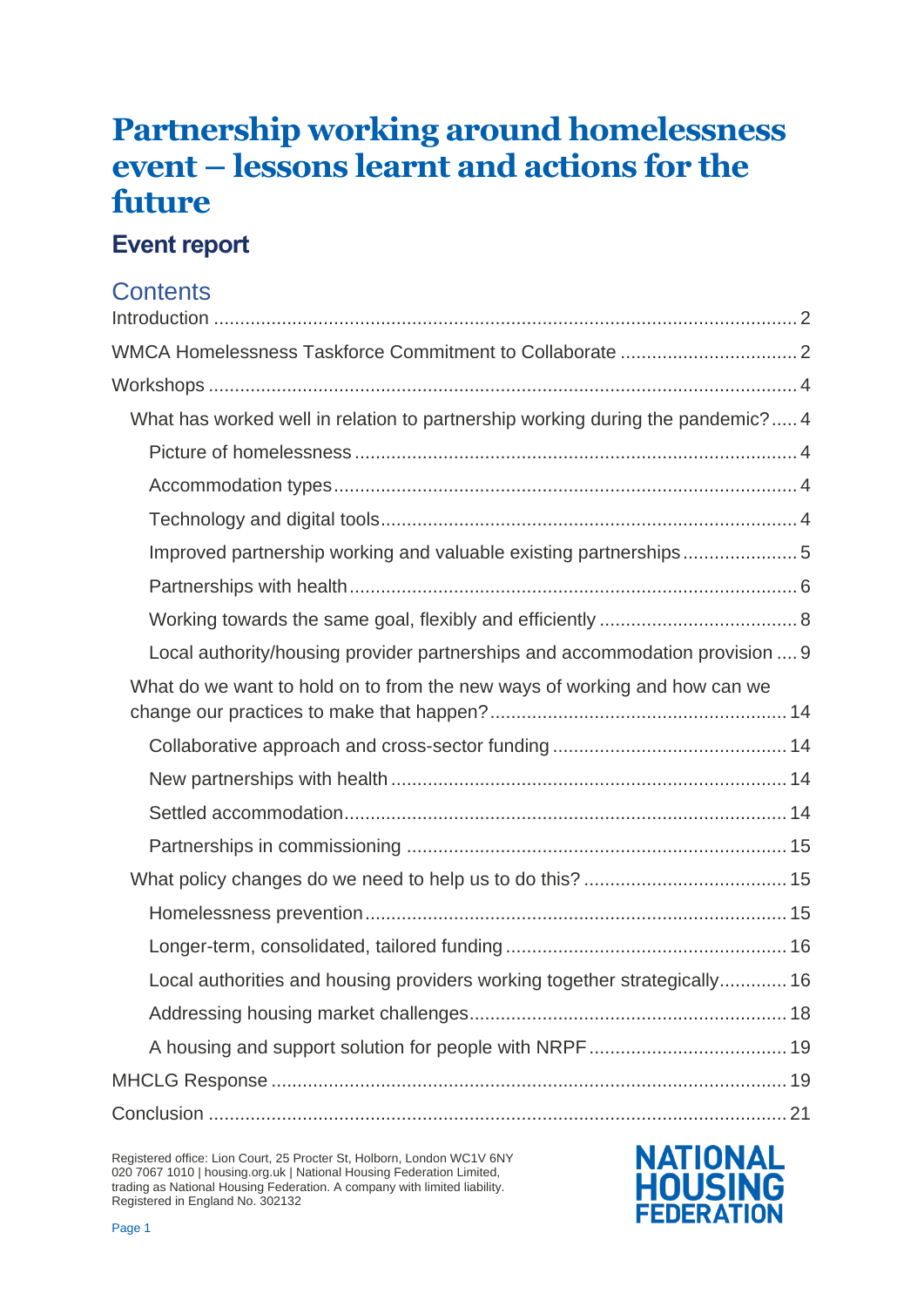# Partnership working around homelessness event – lessons learnt and actions for the future

## Event report

## Contents

- Introduction ..... 2
- WMCA Homelessness Taskforce Commitment to Collaborate ..... 2
- Workshops ..... 4
  - What has worked well in relation to partnership working during the pandemic? ..... 4
    - Picture of homelessness ..... 4
    - Accommodation types ..... 4
    - Technology and digital tools ..... 4
    - Improved partnership working and valuable existing partnerships ..... 5
    - Partnerships with health ..... 6
    - Working towards the same goal, flexibly and efficiently ..... 8
    - Local authority/housing provider partnerships and accommodation provision ..... 9
  - What do we want to hold on to from the new ways of working and how can we change our practices to make that happen? ..... 14
    - Collaborative approach and cross-sector funding ..... 14
    - New partnerships with health ..... 14
    - Settled accommodation ..... 14
    - Partnerships in commissioning ..... 15
  - What policy changes do we need to help us to do this? ..... 15
    - Homelessness prevention ..... 15
    - Longer-term, consolidated, tailored funding ..... 16
    - Local authorities and housing providers working together strategically ..... 16
    - Addressing housing market challenges ..... 18
    - A housing and support solution for people with NRPF ..... 19
- MHCLG Response ..... 19
- Conclusion ..... 21

Registered office: Lion Court, 25 Procter St, Holborn, London WC1V 6NY
020 7067 1010 | housing.org.uk | National Housing Federation Limited, trading as National Housing Federation. A company with limited liability. Registered in England No. 302132

NATIONAL HOUSING FEDERATION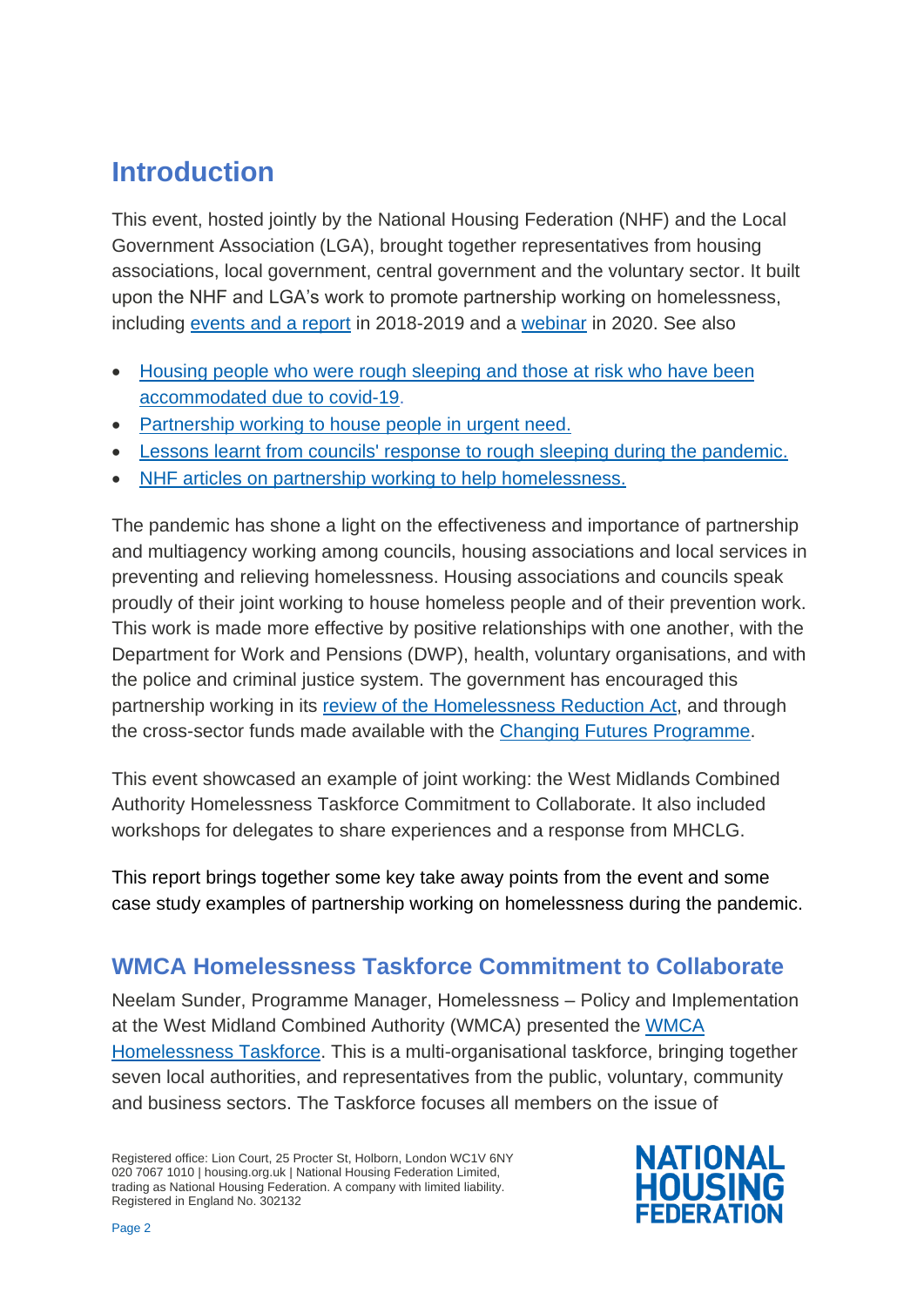## Introduction

This event, hosted jointly by the National Housing Federation (NHF) and the Local Government Association (LGA), brought together representatives from housing associations, local government, central government and the voluntary sector. It built upon the NHF and LGA's work to promote partnership working on homelessness, including events and a report in 2018-2019 and a webinar in 2020. See also

- Housing people who were rough sleeping and those at risk who have been accommodated due to covid-19.
- Partnership working to house people in urgent need.
- Lessons learnt from councils' response to rough sleeping during the pandemic.
- NHF articles on partnership working to help homelessness.

The pandemic has shone a light on the effectiveness and importance of partnership and multiagency working among councils, housing associations and local services in preventing and relieving homelessness. Housing associations and councils speak proudly of their joint working to house homeless people and of their prevention work. This work is made more effective by positive relationships with one another, with the Department for Work and Pensions (DWP), health, voluntary organisations, and with the police and criminal justice system. The government has encouraged this partnership working in its review of the Homelessness Reduction Act, and through the cross-sector funds made available with the Changing Futures Programme.

This event showcased an example of joint working: the West Midlands Combined Authority Homelessness Taskforce Commitment to Collaborate. It also included workshops for delegates to share experiences and a response from MHCLG.

This report brings together some key take away points from the event and some case study examples of partnership working on homelessness during the pandemic.

### WMCA Homelessness Taskforce Commitment to Collaborate

Neelam Sunder, Programme Manager, Homelessness – Policy and Implementation at the West Midland Combined Authority (WMCA) presented the WMCA Homelessness Taskforce. This is a multi-organisational taskforce, bringing together seven local authorities, and representatives from the public, voluntary, community and business sectors. The Taskforce focuses all members on the issue of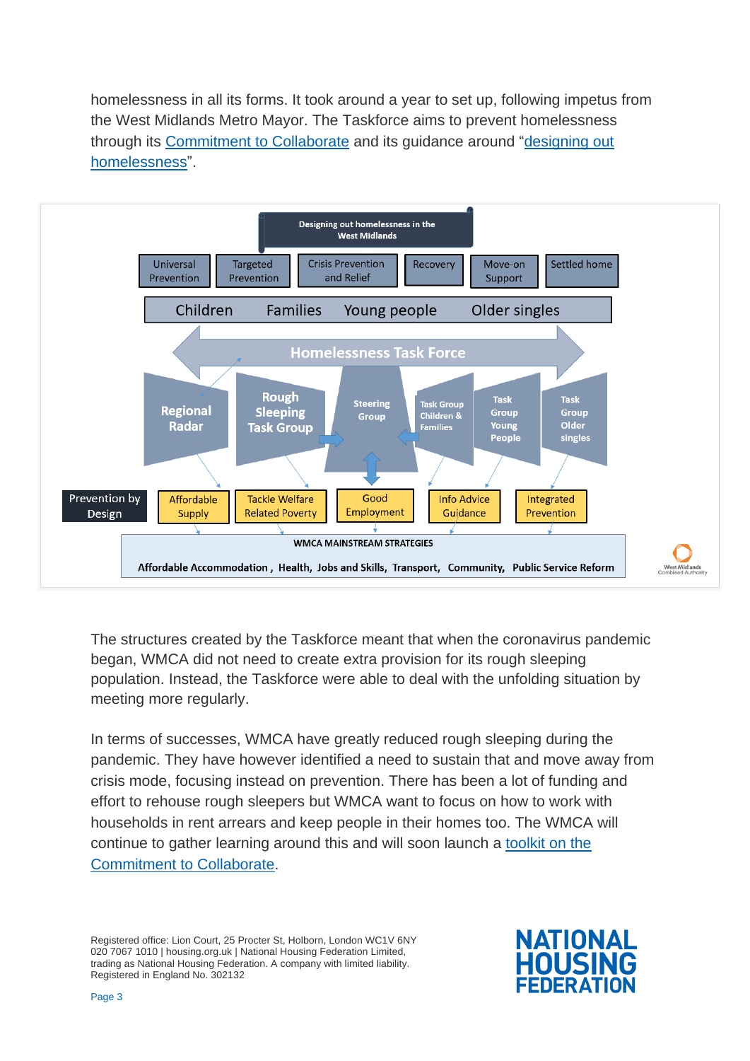homelessness in all its forms. It took around a year to set up, following impetus from the West Midlands Metro Mayor. The Taskforce aims to prevent homelessness through its Commitment to Collaborate and its guidance around "designing out homelessness".

**Designing out homelessness in the West Midlands**

Universal Prevention | Targeted Prevention | Crisis Prevention and Relief | Recovery | Move-on Support | Settled home

Children | Families | Young people | Older singles

**Homelessness Task Force**

Regional Radar | Rough Sleeping Task Group | Steering Group | Task Group Children & Families | Task Group Young People | Task Group Older singles

Prevention by Design: Affordable Supply | Tackle Welfare Related Poverty | Good Employment | Info Advice Guidance | Integrated Prevention

WMCA MAINSTREAM STRATEGIES

Affordable Accommodation, Health, Jobs and Skills, Transport, Community, Public Service Reform

West Midlands Combined Authority

The structures created by the Taskforce meant that when the coronavirus pandemic began, WMCA did not need to create extra provision for its rough sleeping population. Instead, the Taskforce were able to deal with the unfolding situation by meeting more regularly.

In terms of successes, WMCA have greatly reduced rough sleeping during the pandemic. They have however identified a need to sustain that and move away from crisis mode, focusing instead on prevention. There has been a lot of funding and effort to rehouse rough sleepers but WMCA want to focus on how to work with households in rent arrears and keep people in their homes too. The WMCA will continue to gather learning around this and will soon launch a toolkit on the Commitment to Collaborate.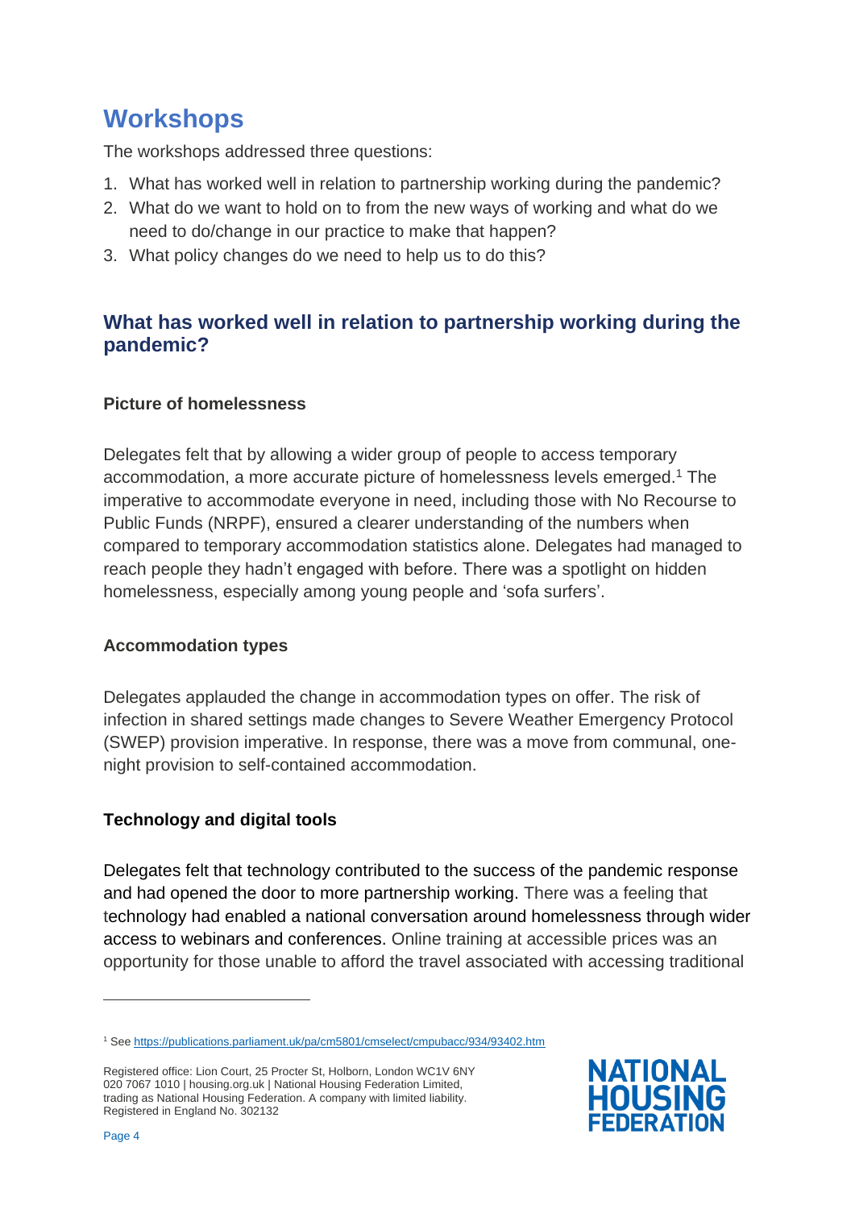# Workshops

The workshops addressed three questions:

1. What has worked well in relation to partnership working during the pandemic?
2. What do we want to hold on to from the new ways of working and what do we need to do/change in our practice to make that happen?
3. What policy changes do we need to help us to do this?

## What has worked well in relation to partnership working during the pandemic?

### Picture of homelessness

Delegates felt that by allowing a wider group of people to access temporary accommodation, a more accurate picture of homelessness levels emerged.[1] The imperative to accommodate everyone in need, including those with No Recourse to Public Funds (NRPF), ensured a clearer understanding of the numbers when compared to temporary accommodation statistics alone. Delegates had managed to reach people they hadn't engaged with before. There was a spotlight on hidden homelessness, especially among young people and 'sofa surfers'.

### Accommodation types

Delegates applauded the change in accommodation types on offer. The risk of infection in shared settings made changes to Severe Weather Emergency Protocol (SWEP) provision imperative. In response, there was a move from communal, one-night provision to self-contained accommodation.

### Technology and digital tools

Delegates felt that technology contributed to the success of the pandemic response and had opened the door to more partnership working. There was a feeling that technology had enabled a national conversation around homelessness through wider access to webinars and conferences. Online training at accessible prices was an opportunity for those unable to afford the travel associated with accessing traditional

---

[1] See https://publications.parliament.uk/pa/cm5801/cmselect/cmpubacc/934/93402.htm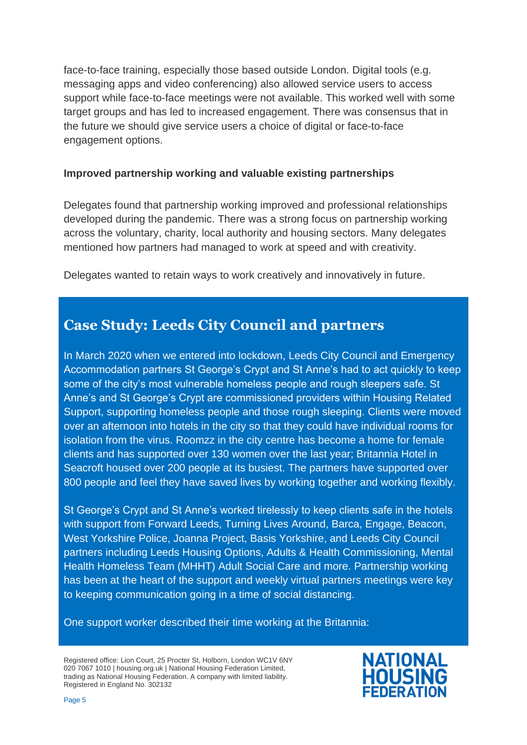face-to-face training, especially those based outside London. Digital tools (e.g. messaging apps and video conferencing) also allowed service users to access support while face-to-face meetings were not available. This worked well with some target groups and has led to increased engagement. There was consensus that in the future we should give service users a choice of digital or face-to-face engagement options.

**Improved partnership working and valuable existing partnerships**

Delegates found that partnership working improved and professional relationships developed during the pandemic. There was a strong focus on partnership working across the voluntary, charity, local authority and housing sectors. Many delegates mentioned how partners had managed to work at speed and with creativity.

Delegates wanted to retain ways to work creatively and innovatively in future.

## Case Study: Leeds City Council and partners

In March 2020 when we entered into lockdown, Leeds City Council and Emergency Accommodation partners St George's Crypt and St Anne's had to act quickly to keep some of the city's most vulnerable homeless people and rough sleepers safe. St Anne's and St George's Crypt are commissioned providers within Housing Related Support, supporting homeless people and those rough sleeping. Clients were moved over an afternoon into hotels in the city so that they could have individual rooms for isolation from the virus. Roomzz in the city centre has become a home for female clients and has supported over 130 women over the last year; Britannia Hotel in Seacroft housed over 200 people at its busiest. The partners have supported over 800 people and feel they have saved lives by working together and working flexibly.

St George's Crypt and St Anne's worked tirelessly to keep clients safe in the hotels with support from Forward Leeds, Turning Lives Around, Barca, Engage, Beacon, West Yorkshire Police, Joanna Project, Basis Yorkshire, and Leeds City Council partners including Leeds Housing Options, Adults & Health Commissioning, Mental Health Homeless Team (MHHT) Adult Social Care and more. Partnership working has been at the heart of the support and weekly virtual partners meetings were key to keeping communication going in a time of social distancing.

One support worker described their time working at the Britannia: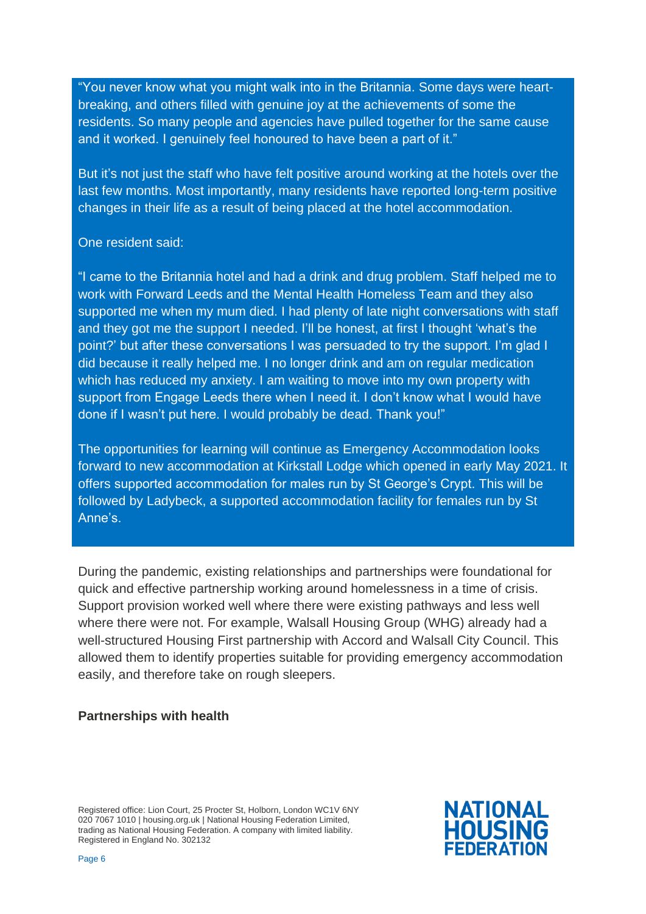"You never know what you might walk into in the Britannia. Some days were heart-breaking, and others filled with genuine joy at the achievements of some the residents. So many people and agencies have pulled together for the same cause and it worked. I genuinely feel honoured to have been a part of it."

But it's not just the staff who have felt positive around working at the hotels over the last few months. Most importantly, many residents have reported long-term positive changes in their life as a result of being placed at the hotel accommodation.

One resident said:

"I came to the Britannia hotel and had a drink and drug problem. Staff helped me to work with Forward Leeds and the Mental Health Homeless Team and they also supported me when my mum died. I had plenty of late night conversations with staff and they got me the support I needed. I'll be honest, at first I thought 'what's the point?' but after these conversations I was persuaded to try the support. I'm glad I did because it really helped me. I no longer drink and am on regular medication which has reduced my anxiety. I am waiting to move into my own property with support from Engage Leeds there when I need it. I don't know what I would have done if I wasn't put here. I would probably be dead. Thank you!"

The opportunities for learning will continue as Emergency Accommodation looks forward to new accommodation at Kirkstall Lodge which opened in early May 2021. It offers supported accommodation for males run by St George's Crypt. This will be followed by Ladybeck, a supported accommodation facility for females run by St Anne's.

During the pandemic, existing relationships and partnerships were foundational for quick and effective partnership working around homelessness in a time of crisis. Support provision worked well where there were existing pathways and less well where there were not. For example, Walsall Housing Group (WHG) already had a well-structured Housing First partnership with Accord and Walsall City Council. This allowed them to identify properties suitable for providing emergency accommodation easily, and therefore take on rough sleepers.

**Partnerships with health**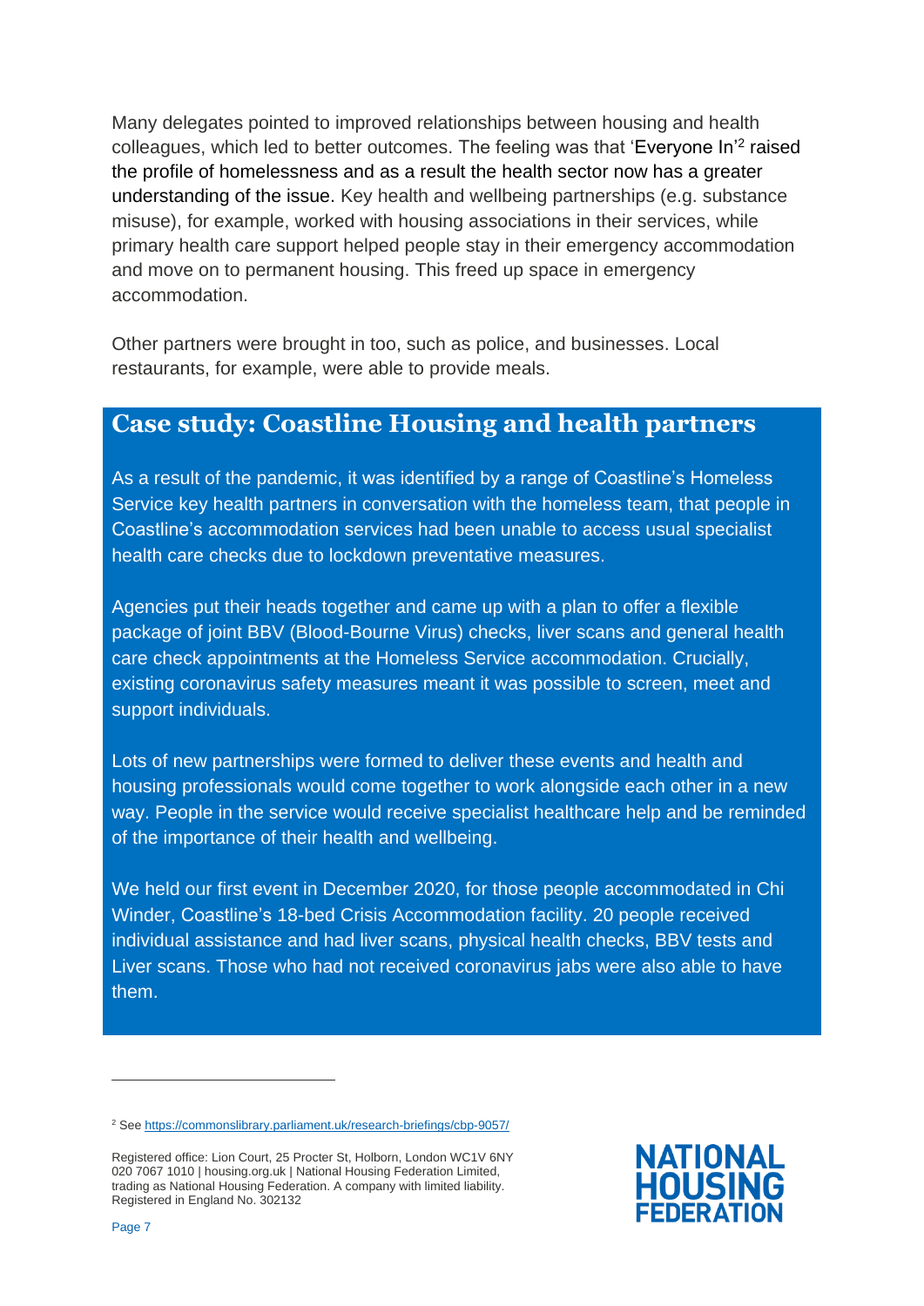Many delegates pointed to improved relationships between housing and health colleagues, which led to better outcomes. The feeling was that 'Everyone In'[2] raised the profile of homelessness and as a result the health sector now has a greater understanding of the issue. Key health and wellbeing partnerships (e.g. substance misuse), for example, worked with housing associations in their services, while primary health care support helped people stay in their emergency accommodation and move on to permanent housing. This freed up space in emergency accommodation.

Other partners were brought in too, such as police, and businesses. Local restaurants, for example, were able to provide meals.

## Case study: Coastline Housing and health partners

As a result of the pandemic, it was identified by a range of Coastline's Homeless Service key health partners in conversation with the homeless team, that people in Coastline's accommodation services had been unable to access usual specialist health care checks due to lockdown preventative measures.

Agencies put their heads together and came up with a plan to offer a flexible package of joint BBV (Blood-Bourne Virus) checks, liver scans and general health care check appointments at the Homeless Service accommodation. Crucially, existing coronavirus safety measures meant it was possible to screen, meet and support individuals.

Lots of new partnerships were formed to deliver these events and health and housing professionals would come together to work alongside each other in a new way. People in the service would receive specialist healthcare help and be reminded of the importance of their health and wellbeing.

We held our first event in December 2020, for those people accommodated in Chi Winder, Coastline's 18-bed Crisis Accommodation facility. 20 people received individual assistance and had liver scans, physical health checks, BBV tests and Liver scans. Those who had not received coronavirus jabs were also able to have them.

---

[2] See https://commonslibrary.parliament.uk/research-briefings/cbp-9057/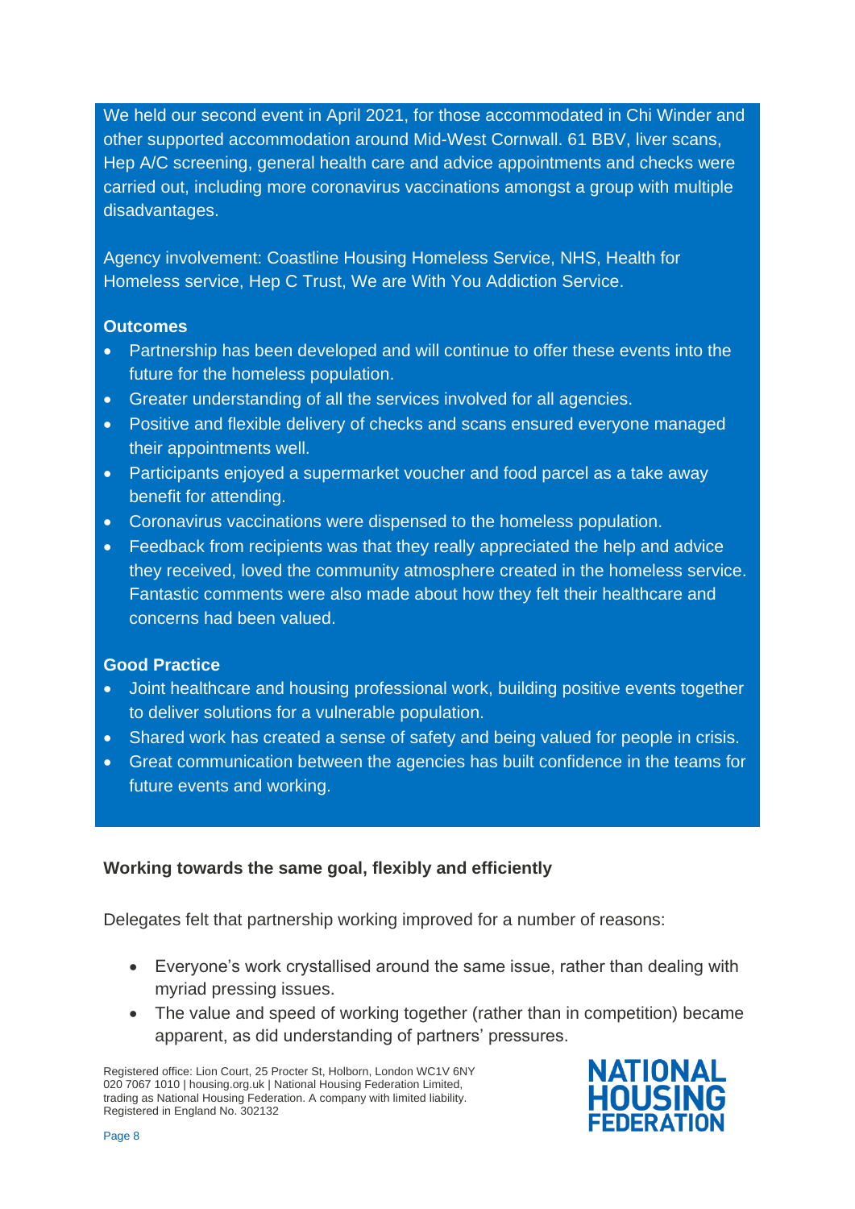We held our second event in April 2021, for those accommodated in Chi Winder and other supported accommodation around Mid-West Cornwall. 61 BBV, liver scans, Hep A/C screening, general health care and advice appointments and checks were carried out, including more coronavirus vaccinations amongst a group with multiple disadvantages.

Agency involvement: Coastline Housing Homeless Service, NHS, Health for Homeless service, Hep C Trust, We are With You Addiction Service.

**Outcomes**

- Partnership has been developed and will continue to offer these events into the future for the homeless population.
- Greater understanding of all the services involved for all agencies.
- Positive and flexible delivery of checks and scans ensured everyone managed their appointments well.
- Participants enjoyed a supermarket voucher and food parcel as a take away benefit for attending.
- Coronavirus vaccinations were dispensed to the homeless population.
- Feedback from recipients was that they really appreciated the help and advice they received, loved the community atmosphere created in the homeless service. Fantastic comments were also made about how they felt their healthcare and concerns had been valued.

**Good Practice**

- Joint healthcare and housing professional work, building positive events together to deliver solutions for a vulnerable population.
- Shared work has created a sense of safety and being valued for people in crisis.
- Great communication between the agencies has built confidence in the teams for future events and working.

### Working towards the same goal, flexibly and efficiently

Delegates felt that partnership working improved for a number of reasons:

- Everyone's work crystallised around the same issue, rather than dealing with myriad pressing issues.
- The value and speed of working together (rather than in competition) became apparent, as did understanding of partners' pressures.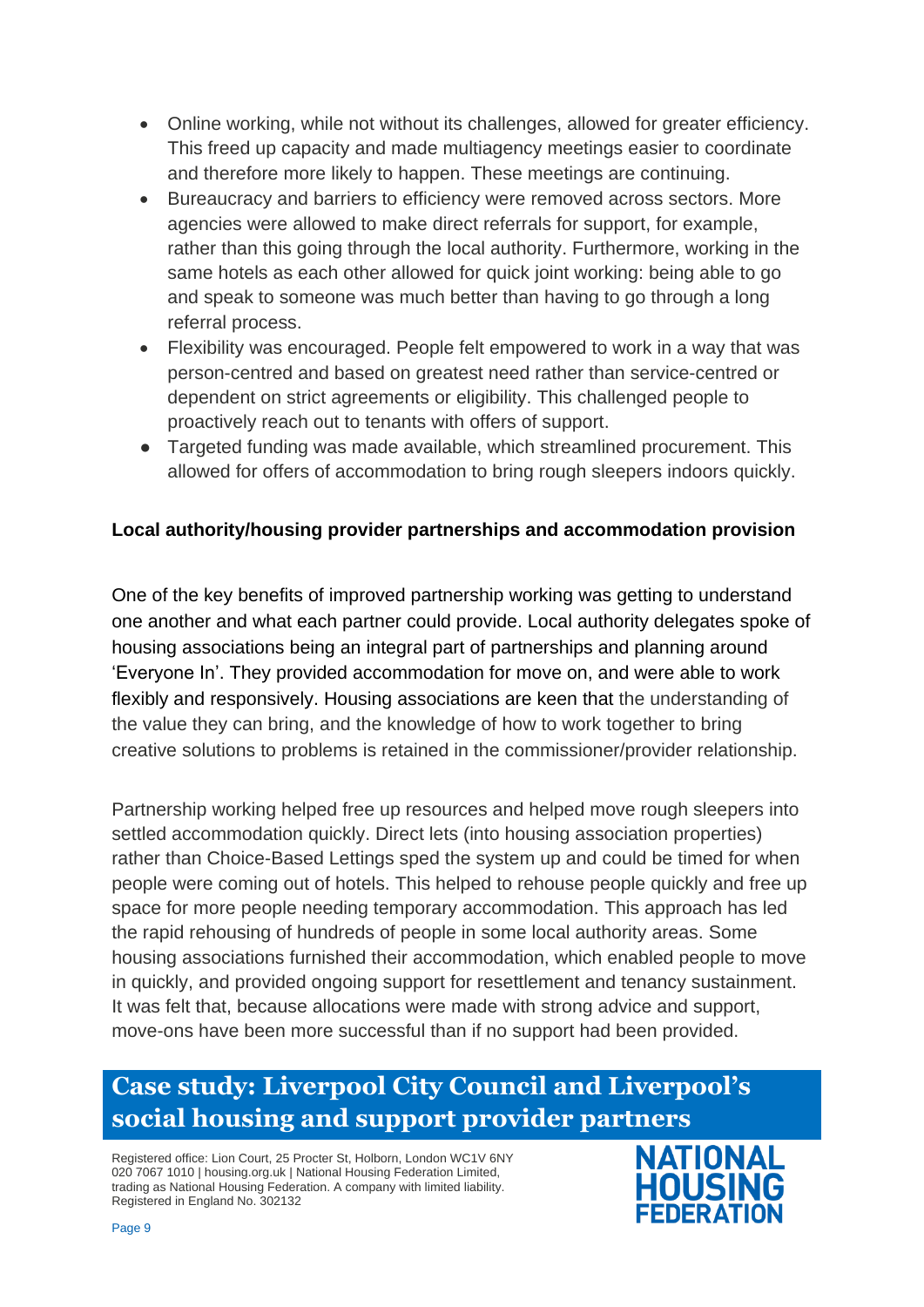- Online working, while not without its challenges, allowed for greater efficiency. This freed up capacity and made multiagency meetings easier to coordinate and therefore more likely to happen. These meetings are continuing.
- Bureaucracy and barriers to efficiency were removed across sectors. More agencies were allowed to make direct referrals for support, for example, rather than this going through the local authority. Furthermore, working in the same hotels as each other allowed for quick joint working: being able to go and speak to someone was much better than having to go through a long referral process.
- Flexibility was encouraged. People felt empowered to work in a way that was person-centred and based on greatest need rather than service-centred or dependent on strict agreements or eligibility. This challenged people to proactively reach out to tenants with offers of support.
- Targeted funding was made available, which streamlined procurement. This allowed for offers of accommodation to bring rough sleepers indoors quickly.

**Local authority/housing provider partnerships and accommodation provision**

One of the key benefits of improved partnership working was getting to understand one another and what each partner could provide. Local authority delegates spoke of housing associations being an integral part of partnerships and planning around 'Everyone In'. They provided accommodation for move on, and were able to work flexibly and responsively. Housing associations are keen that the understanding of the value they can bring, and the knowledge of how to work together to bring creative solutions to problems is retained in the commissioner/provider relationship.

Partnership working helped free up resources and helped move rough sleepers into settled accommodation quickly. Direct lets (into housing association properties) rather than Choice-Based Lettings sped the system up and could be timed for when people were coming out of hotels. This helped to rehouse people quickly and free up space for more people needing temporary accommodation. This approach has led the rapid rehousing of hundreds of people in some local authority areas. Some housing associations furnished their accommodation, which enabled people to move in quickly, and provided ongoing support for resettlement and tenancy sustainment. It was felt that, because allocations were made with strong advice and support, move-ons have been more successful than if no support had been provided.

## Case study: Liverpool City Council and Liverpool's social housing and support provider partners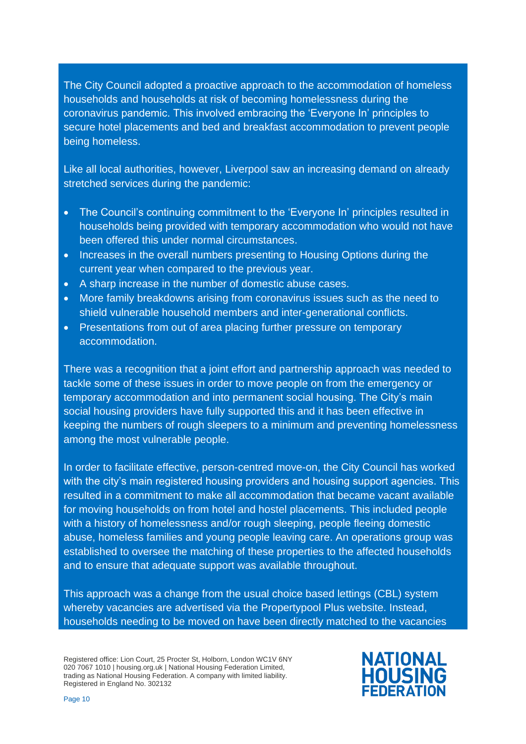The City Council adopted a proactive approach to the accommodation of homeless households and households at risk of becoming homelessness during the coronavirus pandemic. This involved embracing the 'Everyone In' principles to secure hotel placements and bed and breakfast accommodation to prevent people being homeless.

Like all local authorities, however, Liverpool saw an increasing demand on already stretched services during the pandemic:

- The Council's continuing commitment to the 'Everyone In' principles resulted in households being provided with temporary accommodation who would not have been offered this under normal circumstances.
- Increases in the overall numbers presenting to Housing Options during the current year when compared to the previous year.
- A sharp increase in the number of domestic abuse cases.
- More family breakdowns arising from coronavirus issues such as the need to shield vulnerable household members and inter-generational conflicts.
- Presentations from out of area placing further pressure on temporary accommodation.

There was a recognition that a joint effort and partnership approach was needed to tackle some of these issues in order to move people on from the emergency or temporary accommodation and into permanent social housing. The City's main social housing providers have fully supported this and it has been effective in keeping the numbers of rough sleepers to a minimum and preventing homelessness among the most vulnerable people.

In order to facilitate effective, person-centred move-on, the City Council has worked with the city's main registered housing providers and housing support agencies. This resulted in a commitment to make all accommodation that became vacant available for moving households on from hotel and hostel placements. This included people with a history of homelessness and/or rough sleeping, people fleeing domestic abuse, homeless families and young people leaving care. An operations group was established to oversee the matching of these properties to the affected households and to ensure that adequate support was available throughout.

This approach was a change from the usual choice based lettings (CBL) system whereby vacancies are advertised via the Propertypool Plus website. Instead, households needing to be moved on have been directly matched to the vacancies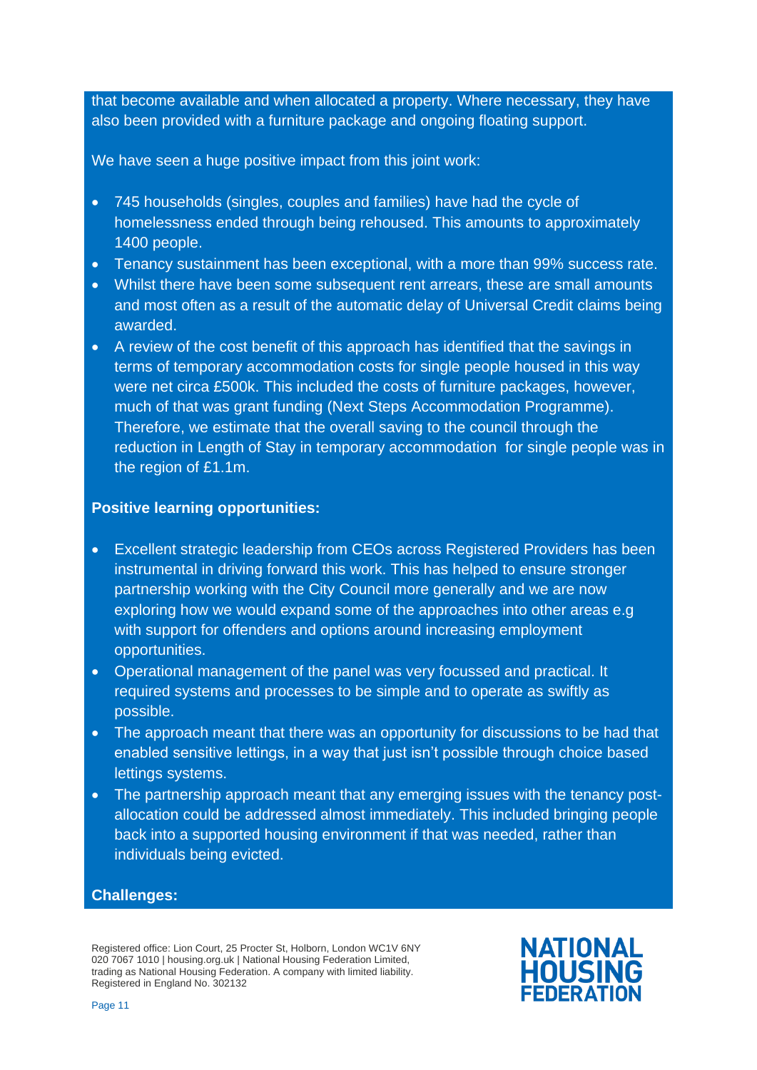that become available and when allocated a property. Where necessary, they have also been provided with a furniture package and ongoing floating support.

We have seen a huge positive impact from this joint work:

- 745 households (singles, couples and families) have had the cycle of homelessness ended through being rehoused. This amounts to approximately 1400 people.
- Tenancy sustainment has been exceptional, with a more than 99% success rate.
- Whilst there have been some subsequent rent arrears, these are small amounts and most often as a result of the automatic delay of Universal Credit claims being awarded.
- A review of the cost benefit of this approach has identified that the savings in terms of temporary accommodation costs for single people housed in this way were net circa £500k. This included the costs of furniture packages, however, much of that was grant funding (Next Steps Accommodation Programme). Therefore, we estimate that the overall saving to the council through the reduction in Length of Stay in temporary accommodation for single people was in the region of £1.1m.

**Positive learning opportunities:**

- Excellent strategic leadership from CEOs across Registered Providers has been instrumental in driving forward this work. This has helped to ensure stronger partnership working with the City Council more generally and we are now exploring how we would expand some of the approaches into other areas e.g with support for offenders and options around increasing employment opportunities.
- Operational management of the panel was very focussed and practical. It required systems and processes to be simple and to operate as swiftly as possible.
- The approach meant that there was an opportunity for discussions to be had that enabled sensitive lettings, in a way that just isn't possible through choice based lettings systems.
- The partnership approach meant that any emerging issues with the tenancy post-allocation could be addressed almost immediately. This included bringing people back into a supported housing environment if that was needed, rather than individuals being evicted.

**Challenges:**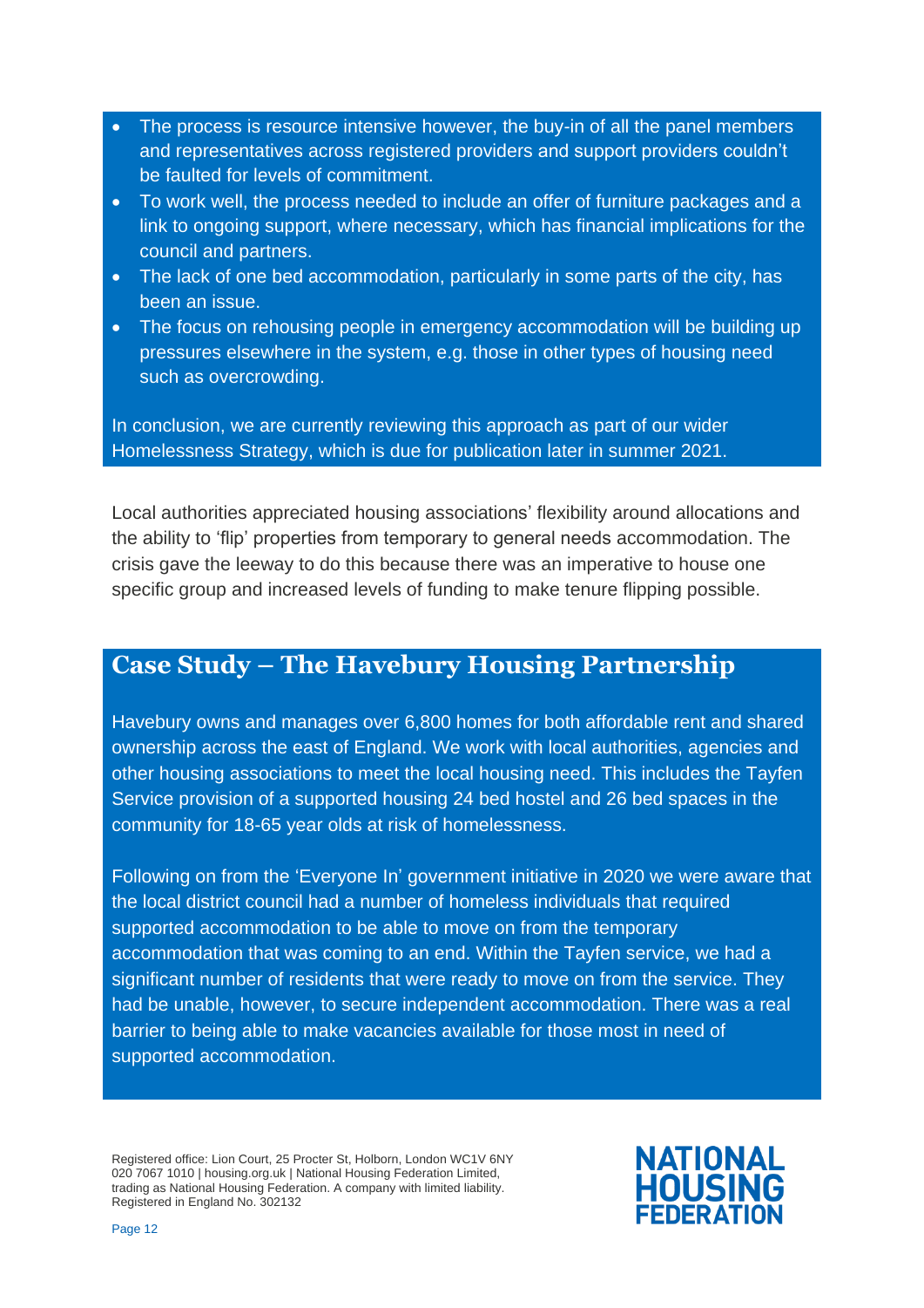- The process is resource intensive however, the buy-in of all the panel members and representatives across registered providers and support providers couldn't be faulted for levels of commitment.
- To work well, the process needed to include an offer of furniture packages and a link to ongoing support, where necessary, which has financial implications for the council and partners.
- The lack of one bed accommodation, particularly in some parts of the city, has been an issue.
- The focus on rehousing people in emergency accommodation will be building up pressures elsewhere in the system, e.g. those in other types of housing need such as overcrowding.

In conclusion, we are currently reviewing this approach as part of our wider Homelessness Strategy, which is due for publication later in summer 2021.

Local authorities appreciated housing associations' flexibility around allocations and the ability to 'flip' properties from temporary to general needs accommodation. The crisis gave the leeway to do this because there was an imperative to house one specific group and increased levels of funding to make tenure flipping possible.

## Case Study – The Havebury Housing Partnership

Havebury owns and manages over 6,800 homes for both affordable rent and shared ownership across the east of England. We work with local authorities, agencies and other housing associations to meet the local housing need. This includes the Tayfen Service provision of a supported housing 24 bed hostel and 26 bed spaces in the community for 18-65 year olds at risk of homelessness.

Following on from the 'Everyone In' government initiative in 2020 we were aware that the local district council had a number of homeless individuals that required supported accommodation to be able to move on from the temporary accommodation that was coming to an end. Within the Tayfen service, we had a significant number of residents that were ready to move on from the service. They had be unable, however, to secure independent accommodation. There was a real barrier to being able to make vacancies available for those most in need of supported accommodation.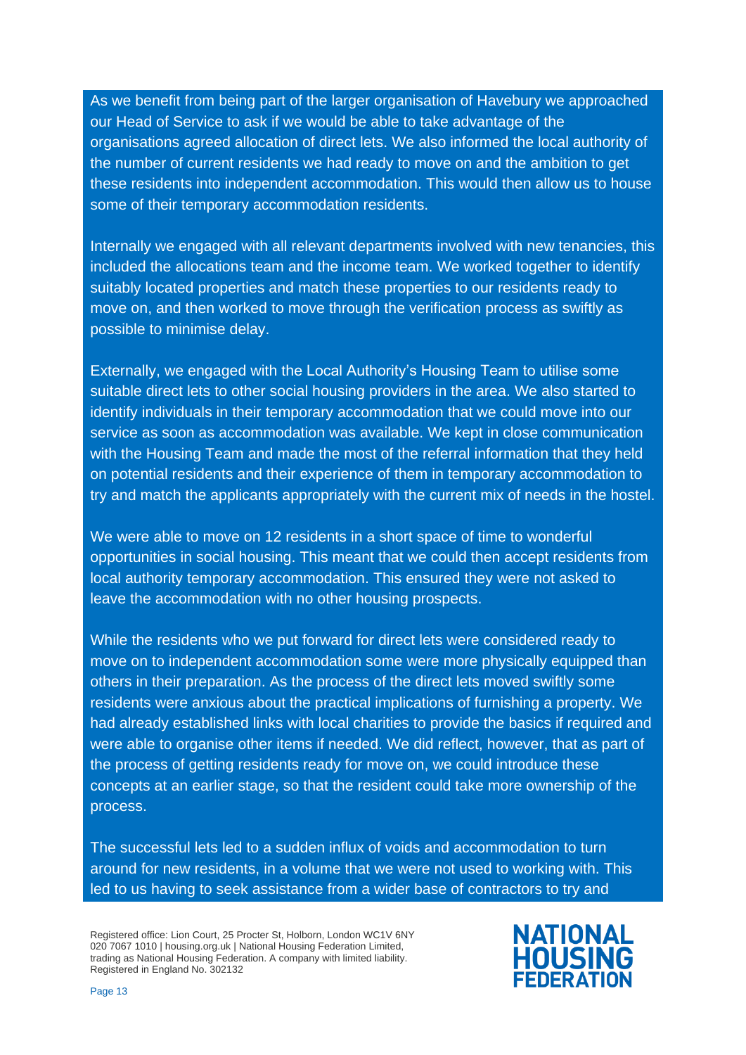As we benefit from being part of the larger organisation of Havebury we approached our Head of Service to ask if we would be able to take advantage of the organisations agreed allocation of direct lets. We also informed the local authority of the number of current residents we had ready to move on and the ambition to get these residents into independent accommodation. This would then allow us to house some of their temporary accommodation residents.

Internally we engaged with all relevant departments involved with new tenancies, this included the allocations team and the income team. We worked together to identify suitably located properties and match these properties to our residents ready to move on, and then worked to move through the verification process as swiftly as possible to minimise delay.

Externally, we engaged with the Local Authority's Housing Team to utilise some suitable direct lets to other social housing providers in the area. We also started to identify individuals in their temporary accommodation that we could move into our service as soon as accommodation was available. We kept in close communication with the Housing Team and made the most of the referral information that they held on potential residents and their experience of them in temporary accommodation to try and match the applicants appropriately with the current mix of needs in the hostel.

We were able to move on 12 residents in a short space of time to wonderful opportunities in social housing. This meant that we could then accept residents from local authority temporary accommodation. This ensured they were not asked to leave the accommodation with no other housing prospects.

While the residents who we put forward for direct lets were considered ready to move on to independent accommodation some were more physically equipped than others in their preparation. As the process of the direct lets moved swiftly some residents were anxious about the practical implications of furnishing a property. We had already established links with local charities to provide the basics if required and were able to organise other items if needed. We did reflect, however, that as part of the process of getting residents ready for move on, we could introduce these concepts at an earlier stage, so that the resident could take more ownership of the process.

The successful lets led to a sudden influx of voids and accommodation to turn around for new residents, in a volume that we were not used to working with. This led to us having to seek assistance from a wider base of contractors to try and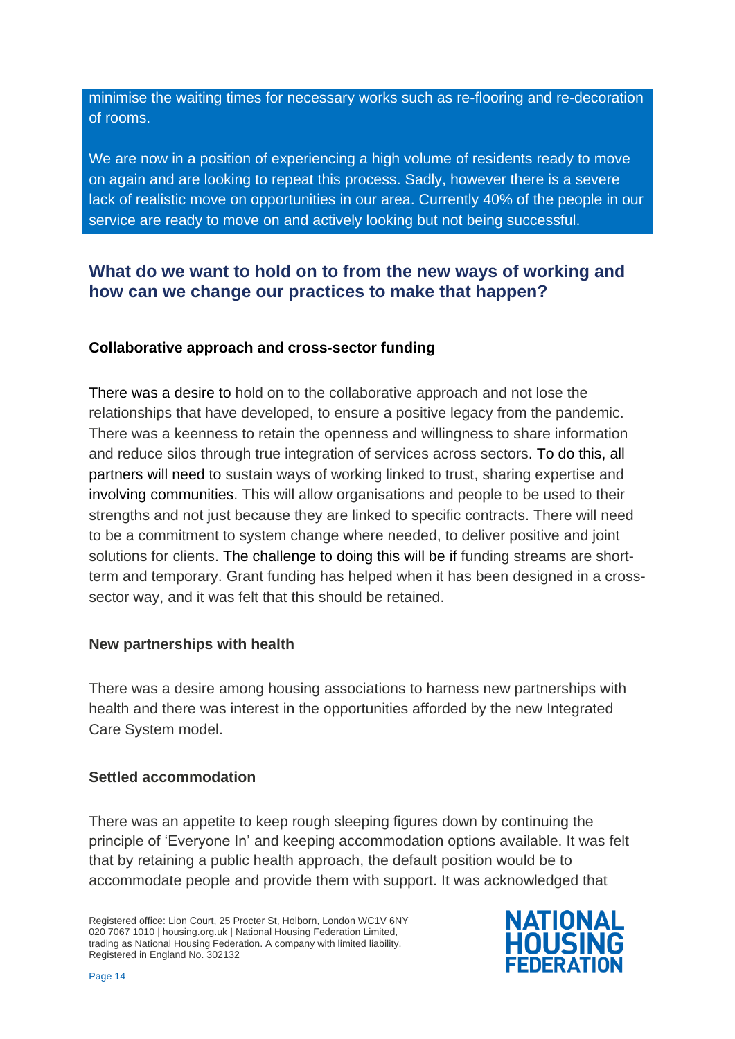minimise the waiting times for necessary works such as re-flooring and re-decoration of rooms.

We are now in a position of experiencing a high volume of residents ready to move on again and are looking to repeat this process. Sadly, however there is a severe lack of realistic move on opportunities in our area. Currently 40% of the people in our service are ready to move on and actively looking but not being successful.

## What do we want to hold on to from the new ways of working and how can we change our practices to make that happen?

**Collaborative approach and cross-sector funding**

There was a desire to hold on to the collaborative approach and not lose the relationships that have developed, to ensure a positive legacy from the pandemic. There was a keenness to retain the openness and willingness to share information and reduce silos through true integration of services across sectors. To do this, all partners will need to sustain ways of working linked to trust, sharing expertise and involving communities. This will allow organisations and people to be used to their strengths and not just because they are linked to specific contracts. There will need to be a commitment to system change where needed, to deliver positive and joint solutions for clients. The challenge to doing this will be if funding streams are short-term and temporary. Grant funding has helped when it has been designed in a cross-sector way, and it was felt that this should be retained.

**New partnerships with health**

There was a desire among housing associations to harness new partnerships with health and there was interest in the opportunities afforded by the new Integrated Care System model.

**Settled accommodation**

There was an appetite to keep rough sleeping figures down by continuing the principle of 'Everyone In' and keeping accommodation options available. It was felt that by retaining a public health approach, the default position would be to accommodate people and provide them with support. It was acknowledged that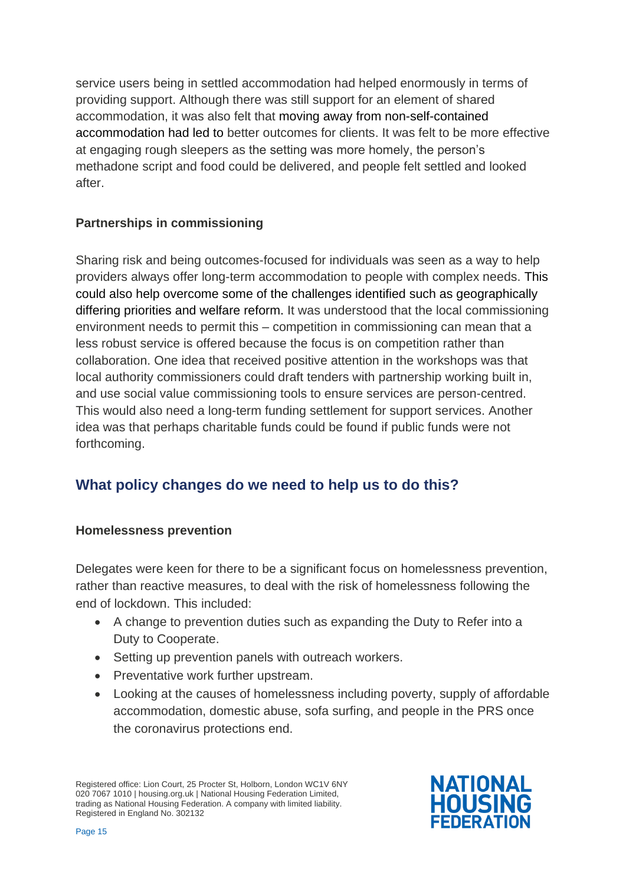service users being in settled accommodation had helped enormously in terms of providing support. Although there was still support for an element of shared accommodation, it was also felt that moving away from non-self-contained accommodation had led to better outcomes for clients. It was felt to be more effective at engaging rough sleepers as the setting was more homely, the person's methadone script and food could be delivered, and people felt settled and looked after.

### Partnerships in commissioning

Sharing risk and being outcomes-focused for individuals was seen as a way to help providers always offer long-term accommodation to people with complex needs. This could also help overcome some of the challenges identified such as geographically differing priorities and welfare reform. It was understood that the local commissioning environment needs to permit this – competition in commissioning can mean that a less robust service is offered because the focus is on competition rather than collaboration. One idea that received positive attention in the workshops was that local authority commissioners could draft tenders with partnership working built in, and use social value commissioning tools to ensure services are person-centred. This would also need a long-term funding settlement for support services. Another idea was that perhaps charitable funds could be found if public funds were not forthcoming.

## What policy changes do we need to help us to do this?

### Homelessness prevention

Delegates were keen for there to be a significant focus on homelessness prevention, rather than reactive measures, to deal with the risk of homelessness following the end of lockdown. This included:

- A change to prevention duties such as expanding the Duty to Refer into a Duty to Cooperate.
- Setting up prevention panels with outreach workers.
- Preventative work further upstream.
- Looking at the causes of homelessness including poverty, supply of affordable accommodation, domestic abuse, sofa surfing, and people in the PRS once the coronavirus protections end.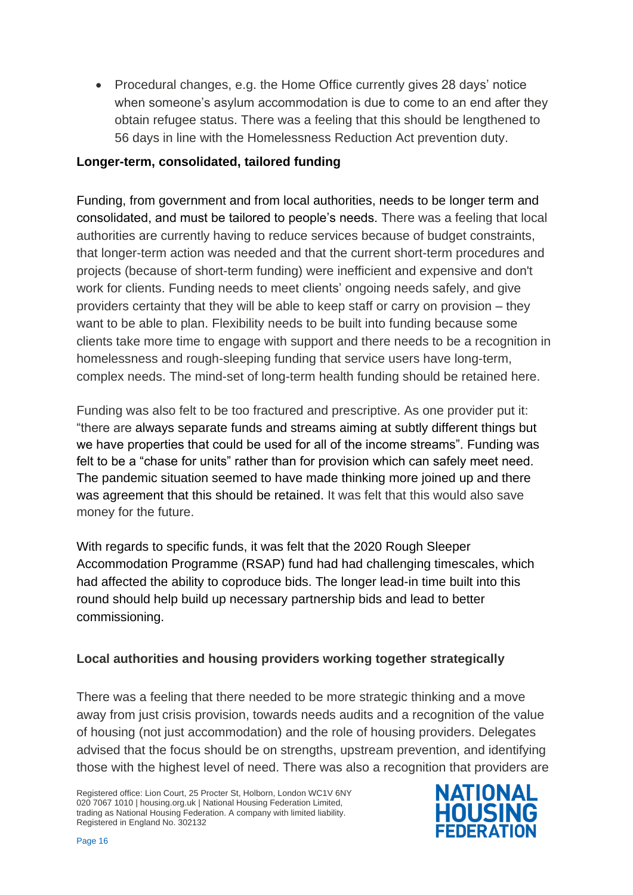- Procedural changes, e.g. the Home Office currently gives 28 days' notice when someone's asylum accommodation is due to come to an end after they obtain refugee status. There was a feeling that this should be lengthened to 56 days in line with the Homelessness Reduction Act prevention duty.

**Longer-term, consolidated, tailored funding**

Funding, from government and from local authorities, needs to be longer term and consolidated, and must be tailored to people's needs. There was a feeling that local authorities are currently having to reduce services because of budget constraints, that longer-term action was needed and that the current short-term procedures and projects (because of short-term funding) were inefficient and expensive and don't work for clients. Funding needs to meet clients' ongoing needs safely, and give providers certainty that they will be able to keep staff or carry on provision – they want to be able to plan. Flexibility needs to be built into funding because some clients take more time to engage with support and there needs to be a recognition in homelessness and rough-sleeping funding that service users have long-term, complex needs. The mind-set of long-term health funding should be retained here.

Funding was also felt to be too fractured and prescriptive. As one provider put it: "there are always separate funds and streams aiming at subtly different things but we have properties that could be used for all of the income streams". Funding was felt to be a "chase for units" rather than for provision which can safely meet need. The pandemic situation seemed to have made thinking more joined up and there was agreement that this should be retained. It was felt that this would also save money for the future.

With regards to specific funds, it was felt that the 2020 Rough Sleeper Accommodation Programme (RSAP) fund had had challenging timescales, which had affected the ability to coproduce bids. The longer lead-in time built into this round should help build up necessary partnership bids and lead to better commissioning.

**Local authorities and housing providers working together strategically**

There was a feeling that there needed to be more strategic thinking and a move away from just crisis provision, towards needs audits and a recognition of the value of housing (not just accommodation) and the role of housing providers. Delegates advised that the focus should be on strengths, upstream prevention, and identifying those with the highest level of need. There was also a recognition that providers are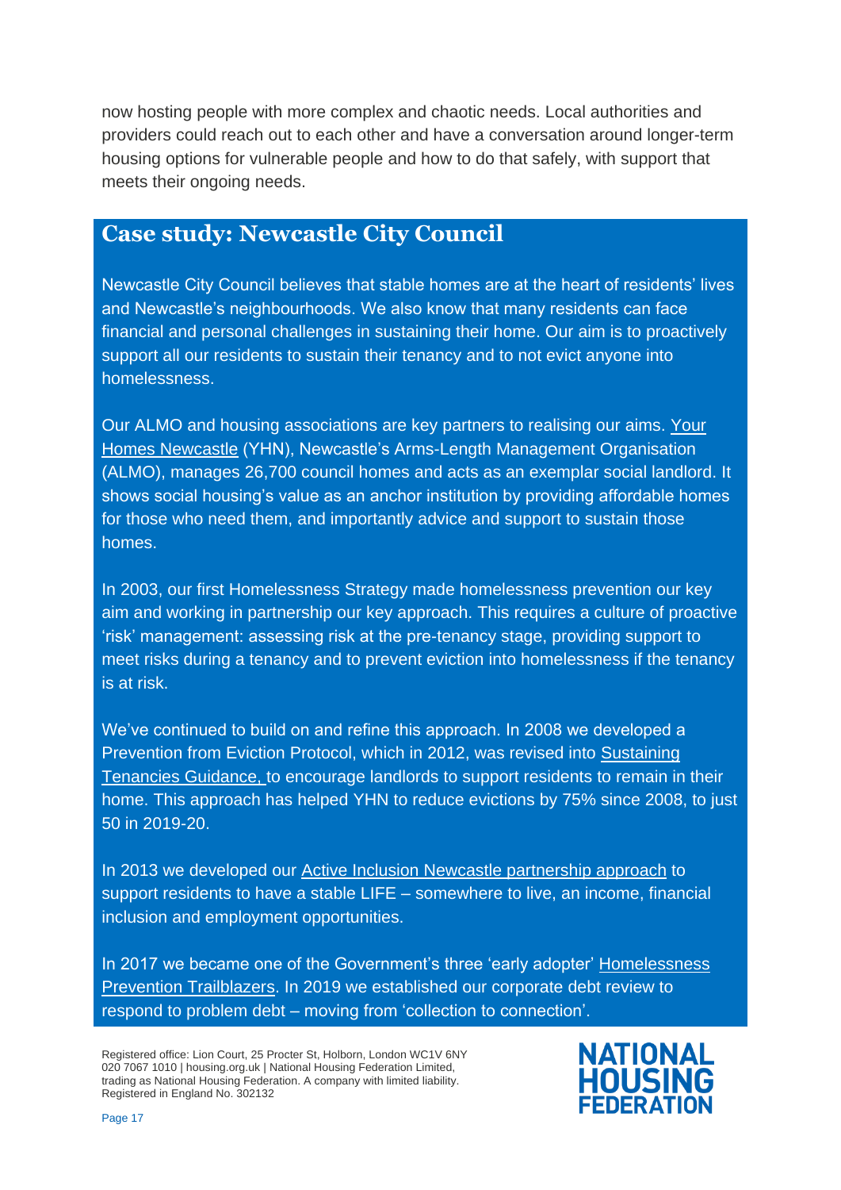now hosting people with more complex and chaotic needs. Local authorities and providers could reach out to each other and have a conversation around longer-term housing options for vulnerable people and how to do that safely, with support that meets their ongoing needs.

## Case study: Newcastle City Council

Newcastle City Council believes that stable homes are at the heart of residents' lives and Newcastle's neighbourhoods. We also know that many residents can face financial and personal challenges in sustaining their home. Our aim is to proactively support all our residents to sustain their tenancy and to not evict anyone into homelessness.

Our ALMO and housing associations are key partners to realising our aims. Your Homes Newcastle (YHN), Newcastle's Arms-Length Management Organisation (ALMO), manages 26,700 council homes and acts as an exemplar social landlord. It shows social housing's value as an anchor institution by providing affordable homes for those who need them, and importantly advice and support to sustain those homes.

In 2003, our first Homelessness Strategy made homelessness prevention our key aim and working in partnership our key approach. This requires a culture of proactive 'risk' management: assessing risk at the pre-tenancy stage, providing support to meet risks during a tenancy and to prevent eviction into homelessness if the tenancy is at risk.

We've continued to build on and refine this approach. In 2008 we developed a Prevention from Eviction Protocol, which in 2012, was revised into Sustaining Tenancies Guidance, to encourage landlords to support residents to remain in their home. This approach has helped YHN to reduce evictions by 75% since 2008, to just 50 in 2019-20.

In 2013 we developed our Active Inclusion Newcastle partnership approach to support residents to have a stable LIFE – somewhere to live, an income, financial inclusion and employment opportunities.

In 2017 we became one of the Government's three 'early adopter' Homelessness Prevention Trailblazers. In 2019 we established our corporate debt review to respond to problem debt – moving from 'collection to connection'.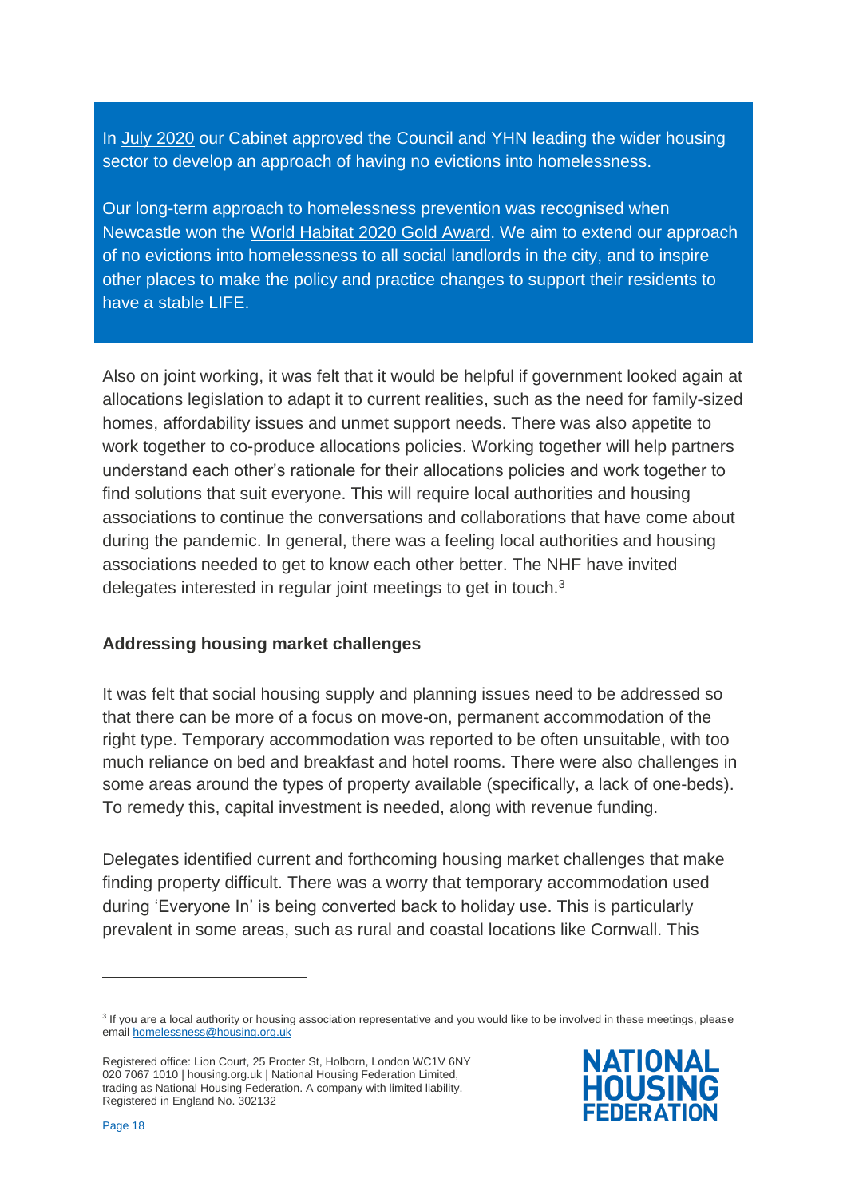In July 2020 our Cabinet approved the Council and YHN leading the wider housing sector to develop an approach of having no evictions into homelessness.

Our long-term approach to homelessness prevention was recognised when Newcastle won the World Habitat 2020 Gold Award. We aim to extend our approach of no evictions into homelessness to all social landlords in the city, and to inspire other places to make the policy and practice changes to support their residents to have a stable LIFE.

Also on joint working, it was felt that it would be helpful if government looked again at allocations legislation to adapt it to current realities, such as the need for family-sized homes, affordability issues and unmet support needs. There was also appetite to work together to co-produce allocations policies. Working together will help partners understand each other's rationale for their allocations policies and work together to find solutions that suit everyone. This will require local authorities and housing associations to continue the conversations and collaborations that have come about during the pandemic. In general, there was a feeling local authorities and housing associations needed to get to know each other better. The NHF have invited delegates interested in regular joint meetings to get in touch.[3]

**Addressing housing market challenges**

It was felt that social housing supply and planning issues need to be addressed so that there can be more of a focus on move-on, permanent accommodation of the right type. Temporary accommodation was reported to be often unsuitable, with too much reliance on bed and breakfast and hotel rooms. There were also challenges in some areas around the types of property available (specifically, a lack of one-beds). To remedy this, capital investment is needed, along with revenue funding.

Delegates identified current and forthcoming housing market challenges that make finding property difficult. There was a worry that temporary accommodation used during 'Everyone In' is being converted back to holiday use. This is particularly prevalent in some areas, such as rural and coastal locations like Cornwall. This

[3] If you are a local authority or housing association representative and you would like to be involved in these meetings, please email homelessness@housing.org.uk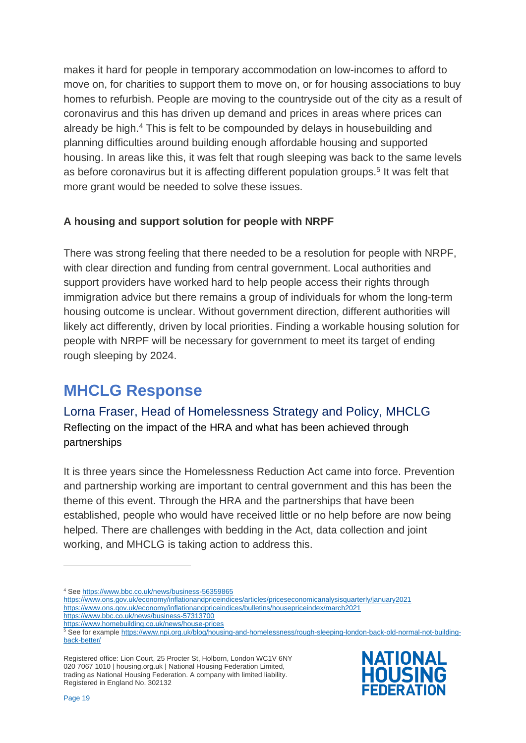makes it hard for people in temporary accommodation on low-incomes to afford to move on, for charities to support them to move on, or for housing associations to buy homes to refurbish. People are moving to the countryside out of the city as a result of coronavirus and this has driven up demand and prices in areas where prices can already be high.[4] This is felt to be compounded by delays in housebuilding and planning difficulties around building enough affordable housing and supported housing. In areas like this, it was felt that rough sleeping was back to the same levels as before coronavirus but it is affecting different population groups.[5] It was felt that more grant would be needed to solve these issues.

**A housing and support solution for people with NRPF**

There was strong feeling that there needed to be a resolution for people with NRPF, with clear direction and funding from central government. Local authorities and support providers have worked hard to help people access their rights through immigration advice but there remains a group of individuals for whom the long-term housing outcome is unclear. Without government direction, different authorities will likely act differently, driven by local priorities. Finding a workable housing solution for people with NRPF will be necessary for government to meet its target of ending rough sleeping by 2024.

## MHCLG Response

### Lorna Fraser, Head of Homelessness Strategy and Policy, MHCLG

Reflecting on the impact of the HRA and what has been achieved through partnerships

It is three years since the Homelessness Reduction Act came into force. Prevention and partnership working are important to central government and this has been the theme of this event. Through the HRA and the partnerships that have been established, people who would have received little or no help before are now being helped. There are challenges with bedding in the Act, data collection and joint working, and MHCLG is taking action to address this.

---

[4] See https://www.bbc.co.uk/news/business-56359865
https://www.ons.gov.uk/economy/inflationandpriceindices/articles/priceseconomicanalysisquarterly/january2021
https://www.ons.gov.uk/economy/inflationandpriceindices/bulletins/housepriceindex/march2021
https://www.bbc.co.uk/news/business-57313700
https://www.homebuilding.co.uk/news/house-prices

[5] See for example https://www.npi.org.uk/blog/housing-and-homelessness/rough-sleeping-london-back-old-normal-not-building-back-better/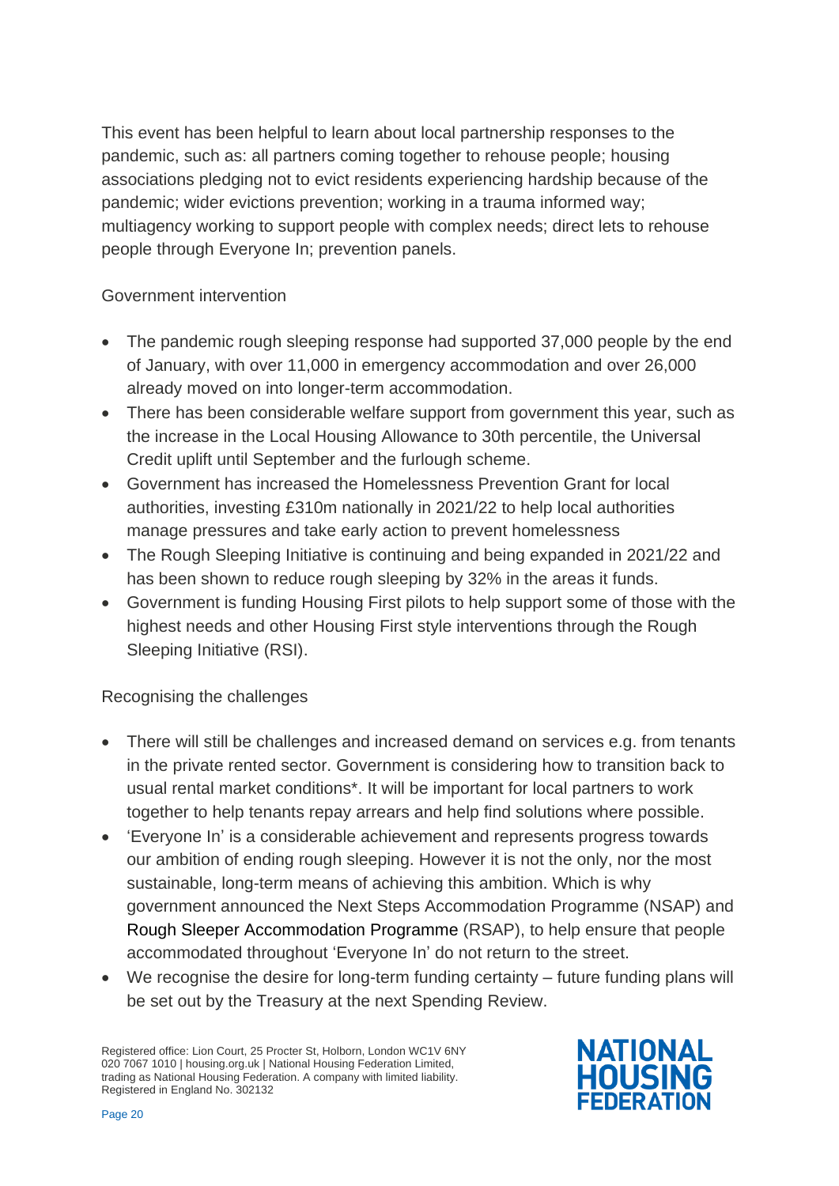This event has been helpful to learn about local partnership responses to the pandemic, such as: all partners coming together to rehouse people; housing associations pledging not to evict residents experiencing hardship because of the pandemic; wider evictions prevention; working in a trauma informed way; multiagency working to support people with complex needs; direct lets to rehouse people through Everyone In; prevention panels.

Government intervention

- The pandemic rough sleeping response had supported 37,000 people by the end of January, with over 11,000 in emergency accommodation and over 26,000 already moved on into longer-term accommodation.
- There has been considerable welfare support from government this year, such as the increase in the Local Housing Allowance to 30th percentile, the Universal Credit uplift until September and the furlough scheme.
- Government has increased the Homelessness Prevention Grant for local authorities, investing £310m nationally in 2021/22 to help local authorities manage pressures and take early action to prevent homelessness
- The Rough Sleeping Initiative is continuing and being expanded in 2021/22 and has been shown to reduce rough sleeping by 32% in the areas it funds.
- Government is funding Housing First pilots to help support some of those with the highest needs and other Housing First style interventions through the Rough Sleeping Initiative (RSI).

Recognising the challenges

- There will still be challenges and increased demand on services e.g. from tenants in the private rented sector. Government is considering how to transition back to usual rental market conditions*. It will be important for local partners to work together to help tenants repay arrears and help find solutions where possible.
- 'Everyone In' is a considerable achievement and represents progress towards our ambition of ending rough sleeping. However it is not the only, nor the most sustainable, long-term means of achieving this ambition. Which is why government announced the Next Steps Accommodation Programme (NSAP) and Rough Sleeper Accommodation Programme (RSAP), to help ensure that people accommodated throughout 'Everyone In' do not return to the street.
- We recognise the desire for long-term funding certainty – future funding plans will be set out by the Treasury at the next Spending Review.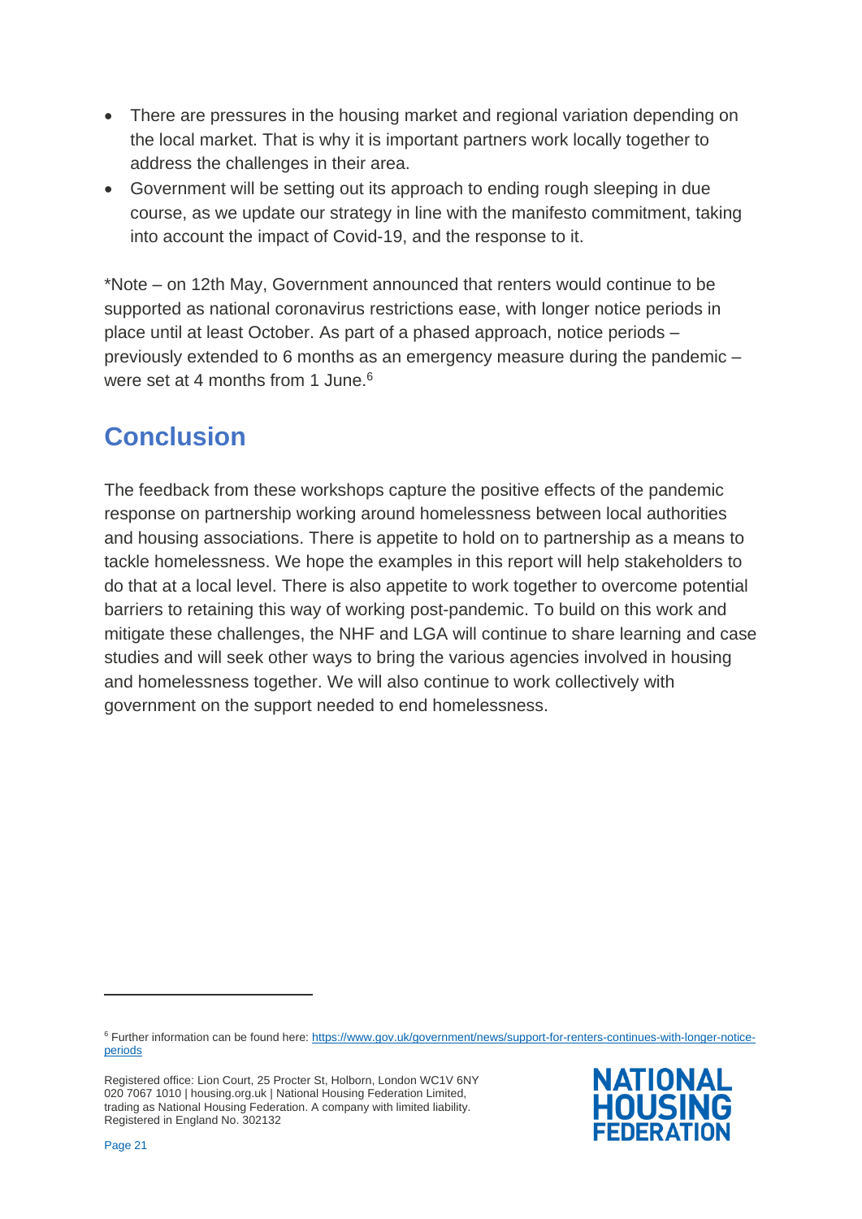- There are pressures in the housing market and regional variation depending on the local market. That is why it is important partners work locally together to address the challenges in their area.
- Government will be setting out its approach to ending rough sleeping in due course, as we update our strategy in line with the manifesto commitment, taking into account the impact of Covid-19, and the response to it.

*Note – on 12th May, Government announced that renters would continue to be supported as national coronavirus restrictions ease, with longer notice periods in place until at least October. As part of a phased approach, notice periods – previously extended to 6 months as an emergency measure during the pandemic – were set at 4 months from 1 June.[6]

## Conclusion

The feedback from these workshops capture the positive effects of the pandemic response on partnership working around homelessness between local authorities and housing associations. There is appetite to hold on to partnership as a means to tackle homelessness. We hope the examples in this report will help stakeholders to do that at a local level. There is also appetite to work together to overcome potential barriers to retaining this way of working post-pandemic. To build on this work and mitigate these challenges, the NHF and LGA will continue to share learning and case studies and will seek other ways to bring the various agencies involved in housing and homelessness together. We will also continue to work collectively with government on the support needed to end homelessness.

---

[6] Further information can be found here: https://www.gov.uk/government/news/support-for-renters-continues-with-longer-notice-periods

Registered office: Lion Court, 25 Procter St, Holborn, London WC1V 6NY
020 7067 1010 | housing.org.uk | National Housing Federation Limited, trading as National Housing Federation. A company with limited liability. Registered in England No. 302132

NATIONAL HOUSING FEDERATION